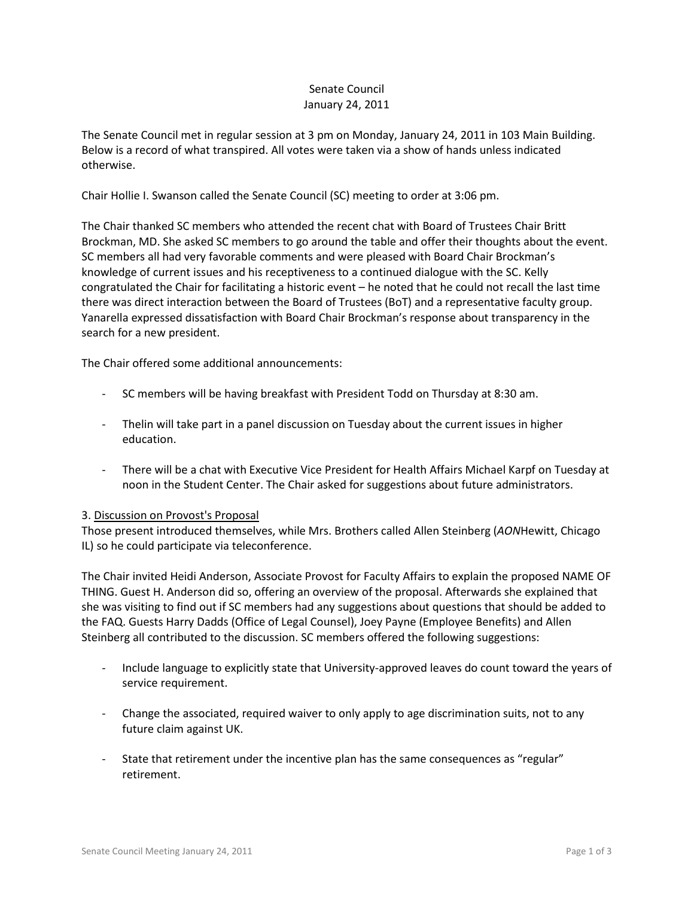Senate Council
January 24, 2011

The Senate Council met in regular session at 3 pm on Monday, January 24, 2011 in 103 Main Building. Below is a record of what transpired. All votes were taken via a show of hands unless indicated otherwise.

Chair Hollie I. Swanson called the Senate Council (SC) meeting to order at 3:06 pm.

The Chair thanked SC members who attended the recent chat with Board of Trustees Chair Britt Brockman, MD. She asked SC members to go around the table and offer their thoughts about the event. SC members all had very favorable comments and were pleased with Board Chair Brockman's knowledge of current issues and his receptiveness to a continued dialogue with the SC. Kelly congratulated the Chair for facilitating a historic event – he noted that he could not recall the last time there was direct interaction between the Board of Trustees (BoT) and a representative faculty group. Yanarella expressed dissatisfaction with Board Chair Brockman's response about transparency in the search for a new president.

The Chair offered some additional announcements:

- SC members will be having breakfast with President Todd on Thursday at 8:30 am.

- Thelin will take part in a panel discussion on Tuesday about the current issues in higher education.

- There will be a chat with Executive Vice President for Health Affairs Michael Karpf on Tuesday at noon in the Student Center. The Chair asked for suggestions about future administrators.

3. <u>Discussion on Provost's Proposal</u>

Those present introduced themselves, while Mrs. Brothers called Allen Steinberg (*AON*Hewitt, Chicago IL) so he could participate via teleconference.

The Chair invited Heidi Anderson, Associate Provost for Faculty Affairs to explain the proposed NAME OF THING. Guest H. Anderson did so, offering an overview of the proposal. Afterwards she explained that she was visiting to find out if SC members had any suggestions about questions that should be added to the FAQ. Guests Harry Dadds (Office of Legal Counsel), Joey Payne (Employee Benefits) and Allen Steinberg all contributed to the discussion. SC members offered the following suggestions:

- Include language to explicitly state that University-approved leaves do count toward the years of service requirement.

- Change the associated, required waiver to only apply to age discrimination suits, not to any future claim against UK.

- State that retirement under the incentive plan has the same consequences as "regular" retirement.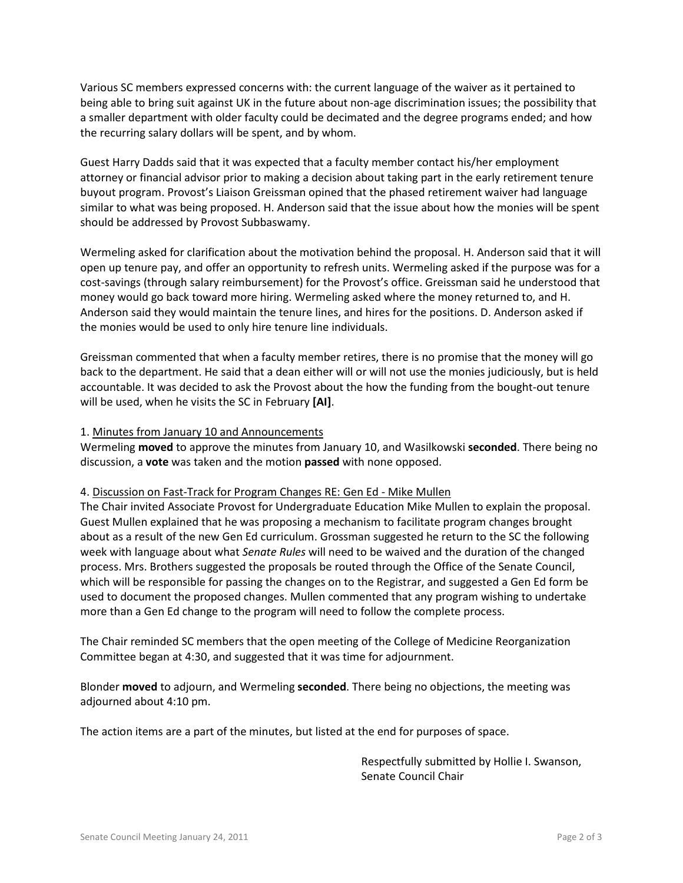Various SC members expressed concerns with: the current language of the waiver as it pertained to being able to bring suit against UK in the future about non-age discrimination issues; the possibility that a smaller department with older faculty could be decimated and the degree programs ended; and how the recurring salary dollars will be spent, and by whom.

Guest Harry Dadds said that it was expected that a faculty member contact his/her employment attorney or financial advisor prior to making a decision about taking part in the early retirement tenure buyout program. Provost's Liaison Greissman opined that the phased retirement waiver had language similar to what was being proposed. H. Anderson said that the issue about how the monies will be spent should be addressed by Provost Subbaswamy.

Wermeling asked for clarification about the motivation behind the proposal. H. Anderson said that it will open up tenure pay, and offer an opportunity to refresh units. Wermeling asked if the purpose was for a cost-savings (through salary reimbursement) for the Provost's office. Greissman said he understood that money would go back toward more hiring. Wermeling asked where the money returned to, and H. Anderson said they would maintain the tenure lines, and hires for the positions. D. Anderson asked if the monies would be used to only hire tenure line individuals.

Greissman commented that when a faculty member retires, there is no promise that the money will go back to the department. He said that a dean either will or will not use the monies judiciously, but is held accountable. It was decided to ask the Provost about the how the funding from the bought-out tenure will be used, when he visits the SC in February **[AI]**.

1. Minutes from January 10 and Announcements

Wermeling **moved** to approve the minutes from January 10, and Wasilkowski **seconded**. There being no discussion, a **vote** was taken and the motion **passed** with none opposed.

4. Discussion on Fast-Track for Program Changes RE: Gen Ed - Mike Mullen

The Chair invited Associate Provost for Undergraduate Education Mike Mullen to explain the proposal. Guest Mullen explained that he was proposing a mechanism to facilitate program changes brought about as a result of the new Gen Ed curriculum. Grossman suggested he return to the SC the following week with language about what *Senate Rules* will need to be waived and the duration of the changed process. Mrs. Brothers suggested the proposals be routed through the Office of the Senate Council, which will be responsible for passing the changes on to the Registrar, and suggested a Gen Ed form be used to document the proposed changes. Mullen commented that any program wishing to undertake more than a Gen Ed change to the program will need to follow the complete process.

The Chair reminded SC members that the open meeting of the College of Medicine Reorganization Committee began at 4:30, and suggested that it was time for adjournment.

Blonder **moved** to adjourn, and Wermeling **seconded**. There being no objections, the meeting was adjourned about 4:10 pm.

The action items are a part of the minutes, but listed at the end for purposes of space.

Respectfully submitted by Hollie I. Swanson,
Senate Council Chair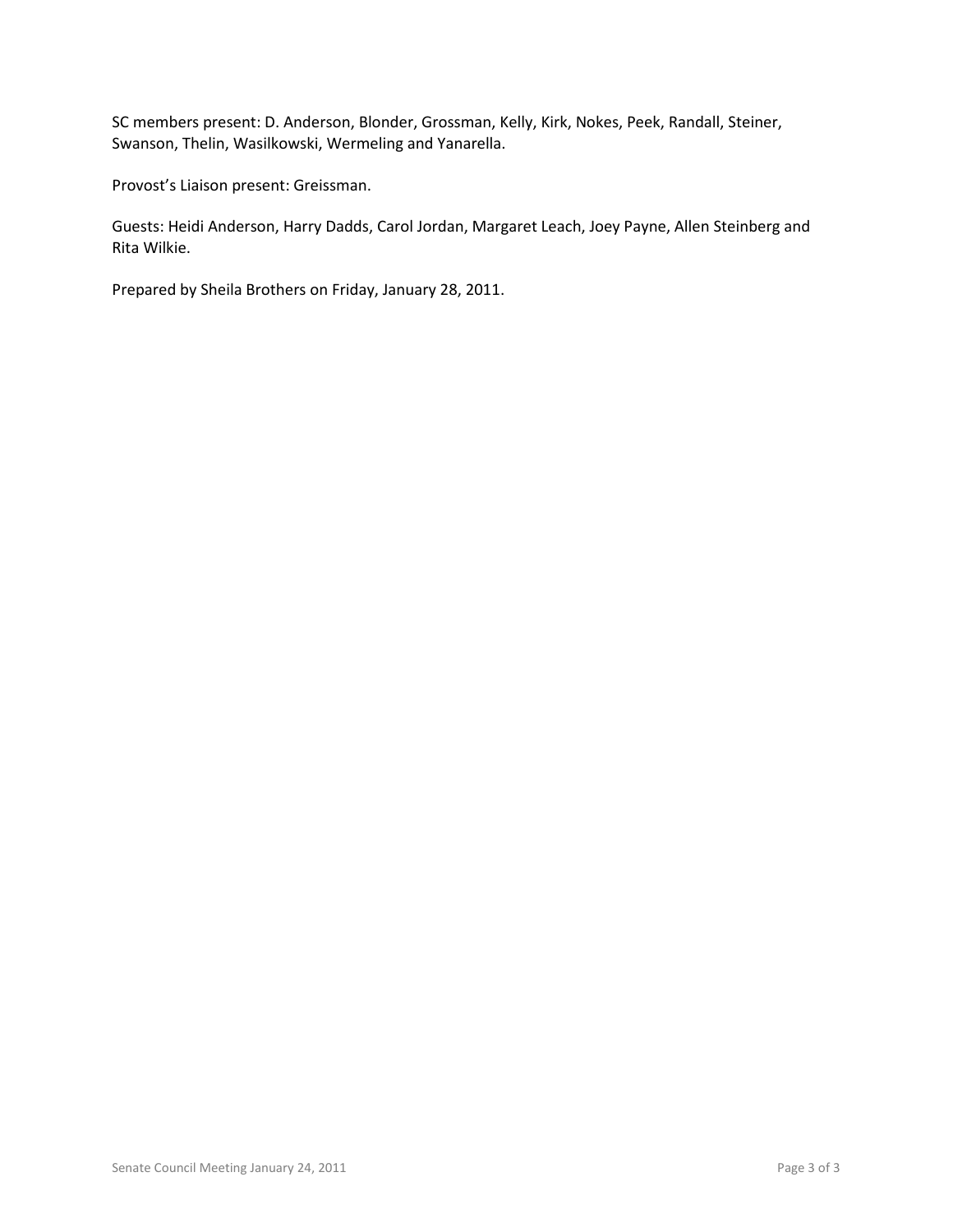SC members present: D. Anderson, Blonder, Grossman, Kelly, Kirk, Nokes, Peek, Randall, Steiner, Swanson, Thelin, Wasilkowski, Wermeling and Yanarella.

Provost's Liaison present: Greissman.

Guests: Heidi Anderson, Harry Dadds, Carol Jordan, Margaret Leach, Joey Payne, Allen Steinberg and Rita Wilkie.

Prepared by Sheila Brothers on Friday, January 28, 2011.